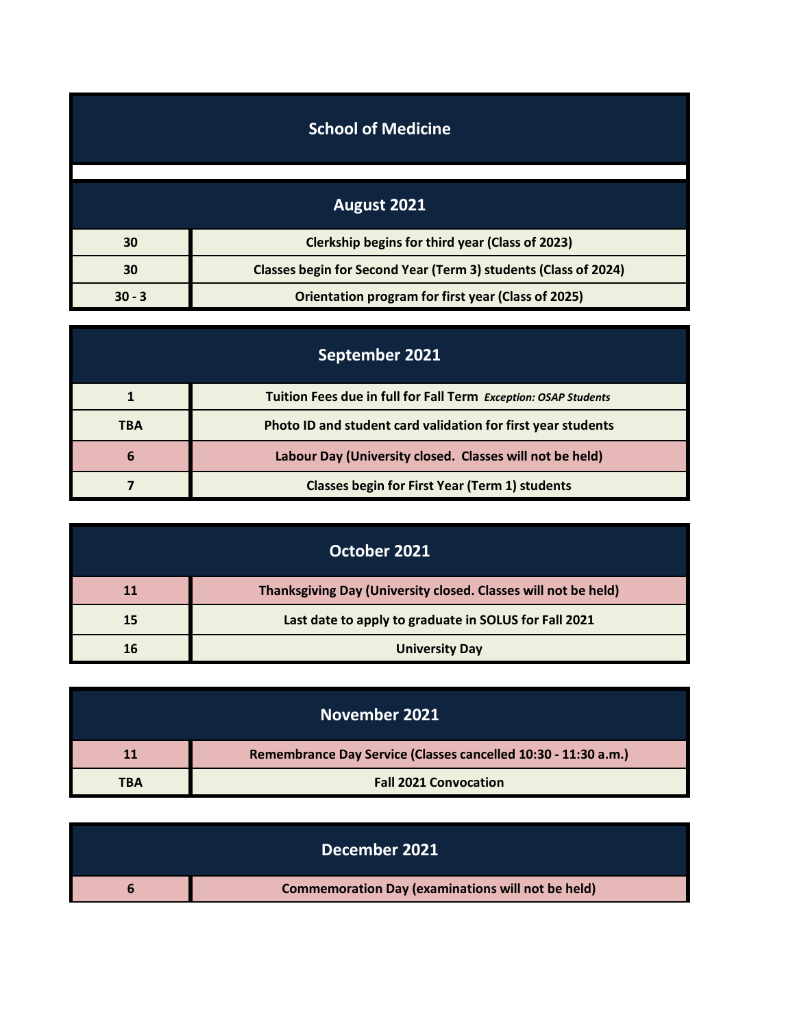# School of Medicine

## August 2021

| | |
|---|---|
| 30 | Clerkship begins for third year (Class of 2023) |
| 30 | Classes begin for Second Year (Term 3) students (Class of 2024) |
| 30 - 3 | Orientation program for first year (Class of 2025) |

## September 2021

| | |
|---|---|
| 1 | Tuition Fees due in full for Fall Term *Exception: OSAP Students* |
| TBA | Photo ID and student card validation for first year students |
| 6 | Labour Day (University closed. Classes will not be held) |
| 7 | Classes begin for First Year (Term 1) students |

## October 2021

| | |
|---|---|
| 11 | Thanksgiving Day (University closed. Classes will not be held) |
| 15 | Last date to apply to graduate in SOLUS for Fall 2021 |
| 16 | University Day |

## November 2021

| | |
|---|---|
| 11 | Remembrance Day Service (Classes cancelled 10:30 - 11:30 a.m.) |
| TBA | Fall 2021 Convocation |

## December 2021

| | |
|---|---|
| 6 | Commemoration Day (examinations will not be held) |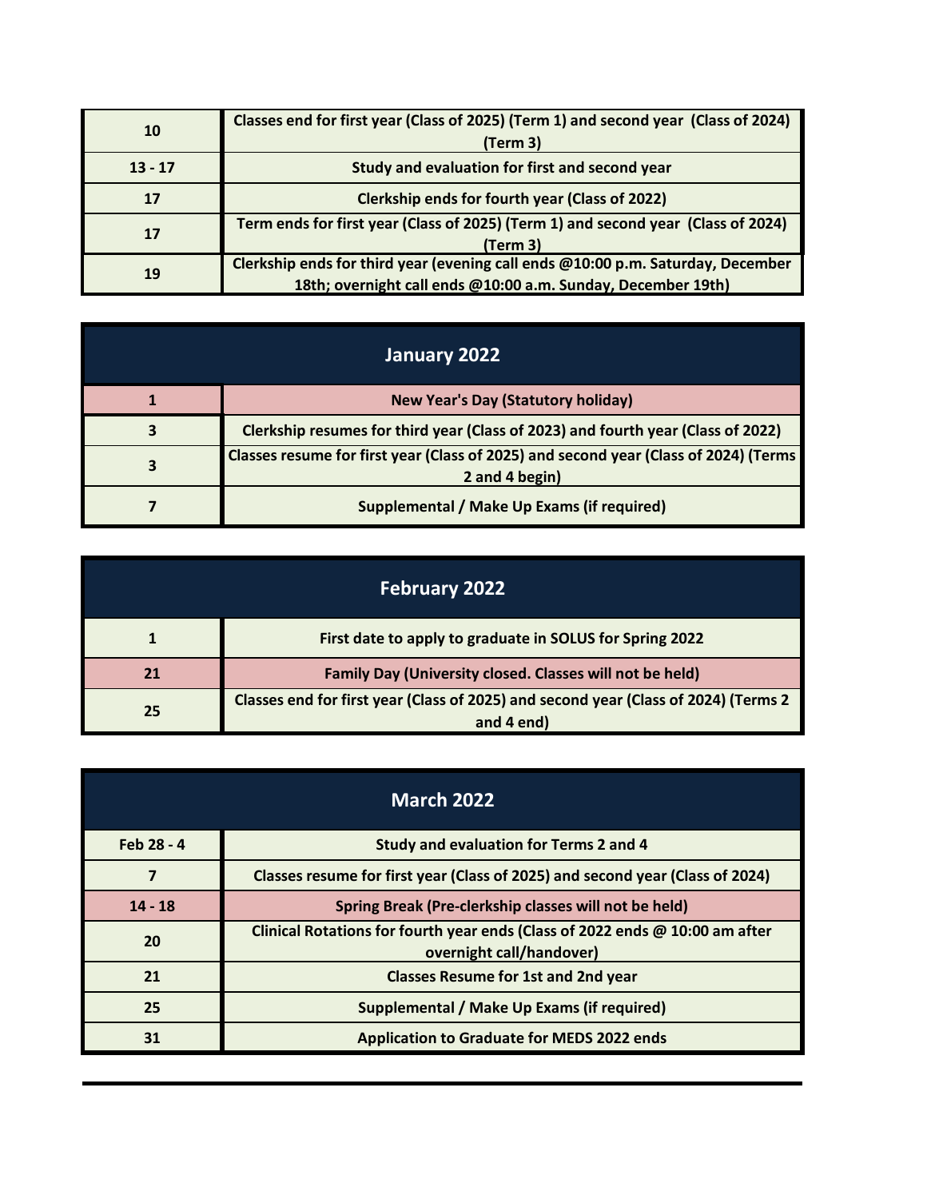| | |
|---|---|
| 10 | Classes end for first year (Class of 2025) (Term 1) and second year (Class of 2024) (Term 3) |
| 13 - 17 | Study and evaluation for first and second year |
| 17 | Clerkship ends for fourth year (Class of 2022) |
| 17 | Term ends for first year (Class of 2025) (Term 1) and second year (Class of 2024) (Term 3) |
| 19 | Clerkship ends for third year (evening call ends @10:00 p.m. Saturday, December 18th; overnight call ends @10:00 a.m. Sunday, December 19th) |

| January 2022 | |
|---|---|
| 1 | New Year's Day (Statutory holiday) |
| 3 | Clerkship resumes for third year (Class of 2023) and fourth year (Class of 2022) |
| 3 | Classes resume for first year (Class of 2025) and second year (Class of 2024) (Terms 2 and 4 begin) |
| 7 | Supplemental / Make Up Exams (if required) |

| February 2022 | |
|---|---|
| 1 | First date to apply to graduate in SOLUS for Spring 2022 |
| 21 | Family Day (University closed. Classes will not be held) |
| 25 | Classes end for first year (Class of 2025) and second year (Class of 2024) (Terms 2 and 4 end) |

| March 2022 | |
|---|---|
| Feb 28 - 4 | Study and evaluation for Terms 2 and 4 |
| 7 | Classes resume for first year (Class of 2025) and second year (Class of 2024) |
| 14 - 18 | Spring Break (Pre-clerkship classes will not be held) |
| 20 | Clinical Rotations for fourth year ends (Class of 2022 ends @ 10:00 am after overnight call/handover) |
| 21 | Classes Resume for 1st and 2nd year |
| 25 | Supplemental / Make Up Exams (if required) |
| 31 | Application to Graduate for MEDS 2022 ends |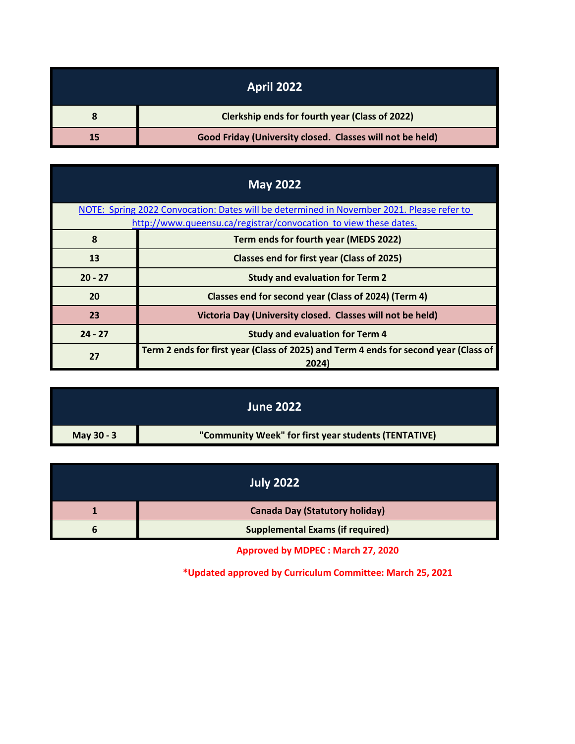| April 2022 | |
|---|---|
| 8 | Clerkship ends for fourth year (Class of 2022) |
| 15 | Good Friday (University closed.  Classes will not be held) |

| May 2022 | |
|---|---|
| NOTE:  Spring 2022 Convocation: Dates will be determined in November 2021. Please refer to http://www.queensu.ca/registrar/convocation  to view these dates. | |
| 8 | Term ends for fourth year (MEDS 2022) |
| 13 | Classes end for first year (Class of 2025) |
| 20 - 27 | Study and evaluation for Term 2 |
| 20 | Classes end for second year (Class of 2024) (Term 4) |
| 23 | Victoria Day (University closed.  Classes will not be held) |
| 24 - 27 | Study and evaluation for Term 4 |
| 27 | Term 2 ends for first year (Class of 2025) and Term 4 ends for second year (Class of 2024) |

| June 2022 | |
|---|---|
| May 30 - 3 | "Community Week" for first year students (TENTATIVE) |

| July 2022 | |
|---|---|
| 1 | Canada Day (Statutory holiday) |
| 6 | Supplemental Exams (if required) |

**Approved by MDPEC : March 27, 2020**

***Updated approved by Curriculum Committee: March 25, 2021**